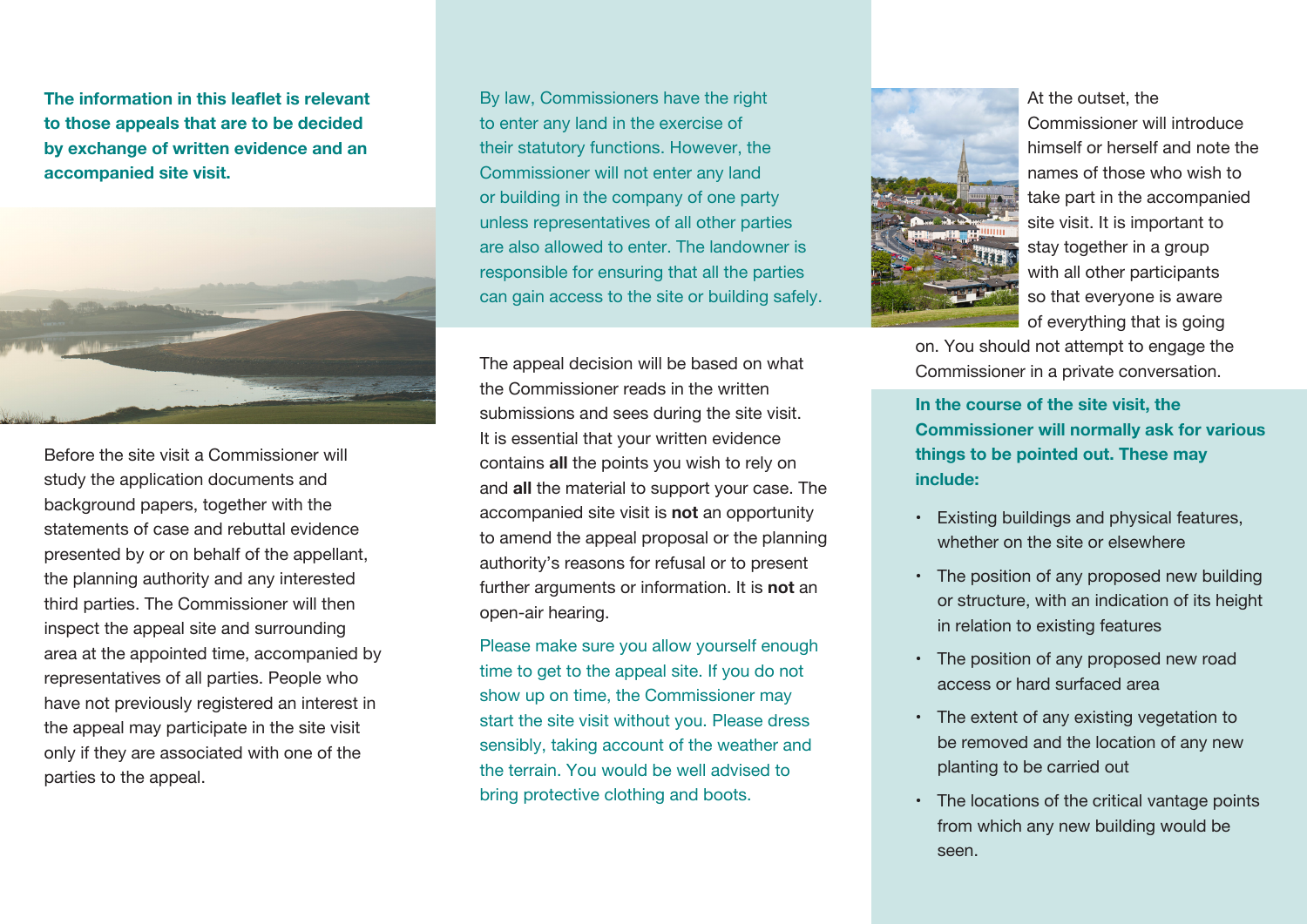**The information in this leaflet is relevant to those appeals that are to be decided by exchange of written evidence and an accompanied site visit.**

Before the site visit a Commissioner will study the application documents and background papers, together with the statements of case and rebuttal evidence presented by or on behalf of the appellant, the planning authority and any interested third parties. The Commissioner will then inspect the appeal site and surrounding area at the appointed time, accompanied by representatives of all parties. People who have not previously registered an interest in the appeal may participate in the site visit only if they are associated with one of the parties to the appeal.

By law, Commissioners have the right to enter any land in the exercise of their statutory functions. However, the Commissioner will not enter any land or building in the company of one party unless representatives of all other parties are also allowed to enter. The landowner is responsible for ensuring that all the parties can gain access to the site or building safely.

The appeal decision will be based on what the Commissioner reads in the written submissions and sees during the site visit. It is essential that your written evidence contains **all** the points you wish to rely on and **all** the material to support your case. The accompanied site visit is **not** an opportunity to amend the appeal proposal or the planning authority's reasons for refusal or to present further arguments or information. It is **not** an open-air hearing.

Please make sure you allow yourself enough time to get to the appeal site. If you do not show up on time, the Commissioner may start the site visit without you. Please dress sensibly, taking account of the weather and the terrain. You would be well advised to bring protective clothing and boots.

At the outset, the Commissioner will introduce himself or herself and note the names of those who wish to take part in the accompanied site visit. It is important to stay together in a group with all other participants so that everyone is aware of everything that is going on. You should not attempt to engage the Commissioner in a private conversation.

**In the course of the site visit, the Commissioner will normally ask for various things to be pointed out. These may include:**

- Existing buildings and physical features, whether on the site or elsewhere
- The position of any proposed new building or structure, with an indication of its height in relation to existing features
- The position of any proposed new road access or hard surfaced area
- The extent of any existing vegetation to be removed and the location of any new planting to be carried out
- The locations of the critical vantage points from which any new building would be seen.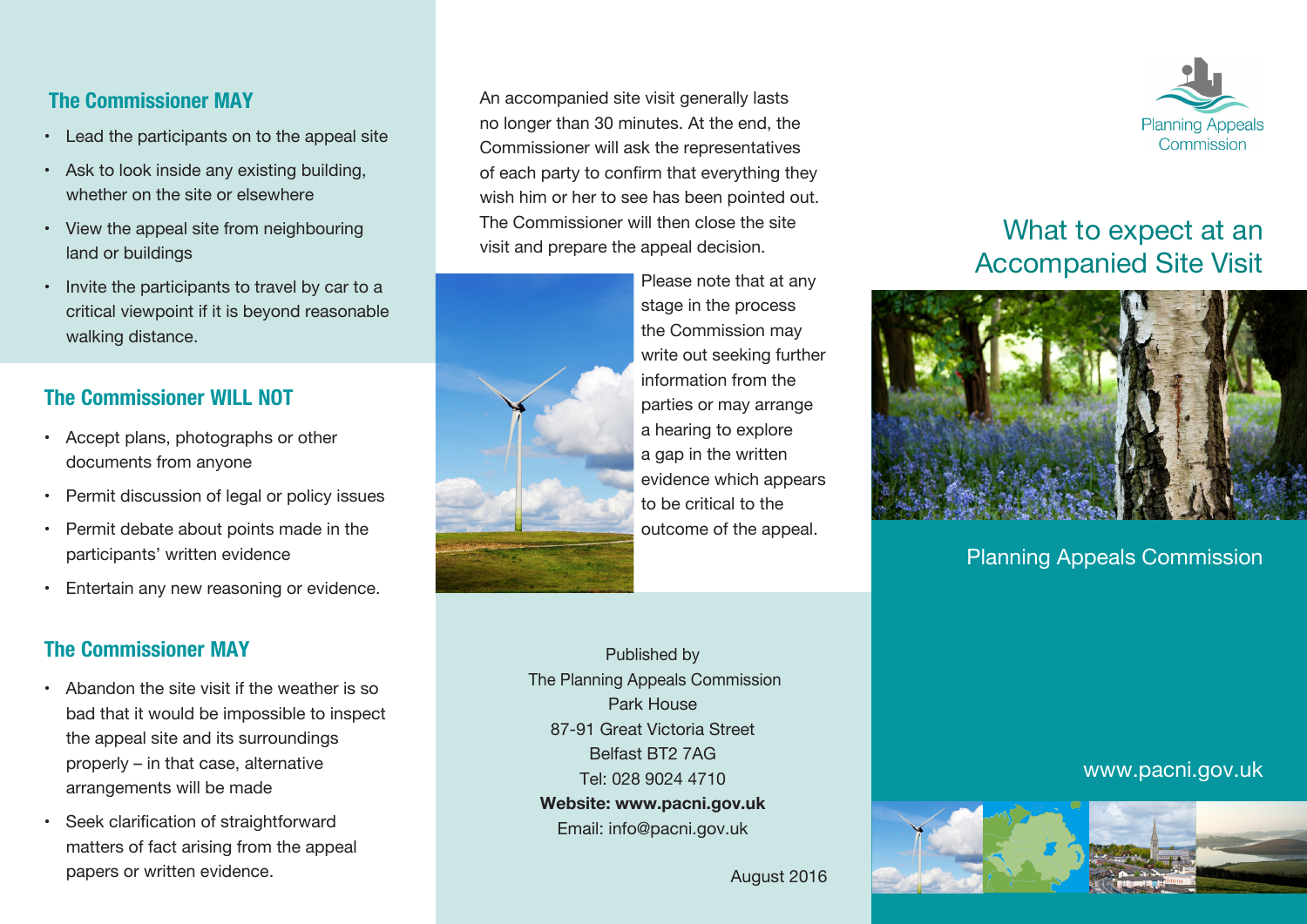## The Commissioner MAY

- Lead the participants on to the appeal site
- Ask to look inside any existing building, whether on the site or elsewhere
- View the appeal site from neighbouring land or buildings
- Invite the participants to travel by car to a critical viewpoint if it is beyond reasonable walking distance.

## The Commissioner WILL NOT

- Accept plans, photographs or other documents from anyone
- Permit discussion of legal or policy issues
- Permit debate about points made in the participants' written evidence
- Entertain any new reasoning or evidence.

## The Commissioner MAY

- Abandon the site visit if the weather is so bad that it would be impossible to inspect the appeal site and its surroundings properly – in that case, alternative arrangements will be made
- Seek clarification of straightforward matters of fact arising from the appeal papers or written evidence.

An accompanied site visit generally lasts no longer than 30 minutes. At the end, the Commissioner will ask the representatives of each party to confirm that everything they wish him or her to see has been pointed out. The Commissioner will then close the site visit and prepare the appeal decision.

Please note that at any stage in the process the Commission may write out seeking further information from the parties or may arrange a hearing to explore a gap in the written evidence which appears to be critical to the outcome of the appeal.

Published by
The Planning Appeals Commission
Park House
87-91 Great Victoria Street
Belfast BT2 7AG
Tel: 028 9024 4710
**Website: www.pacni.gov.uk**
Email: info@pacni.gov.uk

August 2016

Planning Appeals Commission

# What to expect at an Accompanied Site Visit

Planning Appeals Commission

www.pacni.gov.uk